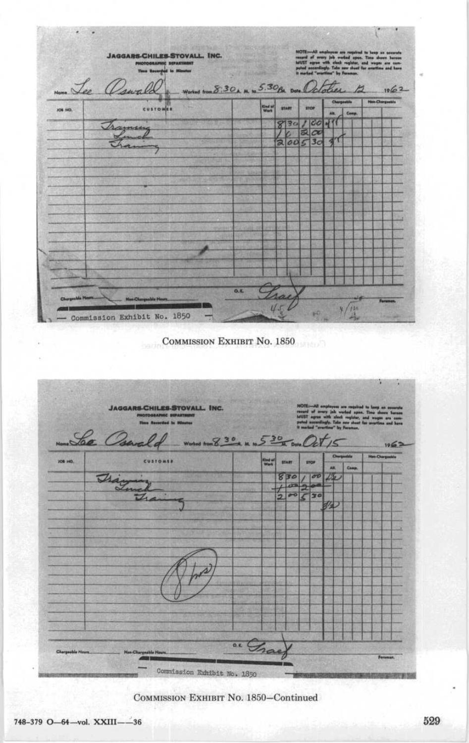**JAGGARS-CHILES-STOVALL, INC.**
PHOTOGRAPHIC DEPARTMENT
Time Recorded in Minutes

NOTE—All employees are required to keep an accurate record of every job worked upon. Time shown hereon MUST agree with clock register, and wages are computed accordingly. Take new sheet for overtime and have it marked "overtime" by Foreman.

Name Lee Oswald Worked from 8:30 A. M. to 5:30 P.M. Date October 12 1962

| JOB NO. | CUSTOMER | | Kind of Work | START | STOP | Chargeable All. | Chargeable Comp. | Non-Chargeable |
|---|---|---|---|---|---|---|---|---|
| | Training | | | 8 30 | 1 00 | 4 1/2 | | |
| | Lunch | | | 1 | 2 00 | | | |
| | Training | | | 2 00 | 5 30 | 3 1/2 | | |

Chargeable Hours ____ Non-Chargeable Hours ____ O.K. Graef ____ Foreman

— Commission Exhibit No. 1850 —

COMMISSION EXHIBIT No. 1850

**JAGGARS-CHILES-STOVALL, INC.**
PHOTOGRAPHIC DEPARTMENT
Time Recorded in Minutes

NOTE—All employees are required to keep an accurate record of every job worked upon. Time shown hereon MUST agree with clock register, and wages are computed accordingly. Take new sheet for overtime and have it marked "overtime" by Foreman.

Name Lee Oswald Worked from 8 30 A. M. to 5 30 P.M. Date Oct 15 1962

| JOB NO. | CUSTOMER | | Kind of Work | START | STOP | Chargeable All. | Chargeable Comp. | Non-Chargeable |
|---|---|---|---|---|---|---|---|---|
| | Training | | | 8 30 | 1 00 | 4 1/2 | | |
| | Lunch | | | 1 00 | 2 00 | | | |
| | Training | | | 2 00 | 5 30 | 3 1/2 | | |

8 hrs

Chargeable Hours ____ Non-Chargeable Hours ____ O.K. Graef ____ Foreman

— Commission Exhibit No. 1850 —

COMMISSION EXHIBIT No. 1850—Continued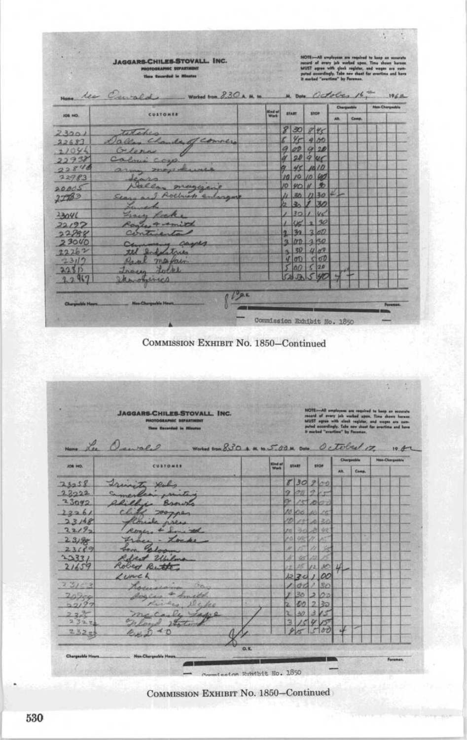**JAGGARS-CHILES-STOVALL, INC.**
PHOTOGRAPHIC DEPARTMENT
Time Recorded in Minutes

NOTE—All employees are required to keep an accurate record of every job worked upon. Time shown hereon MUST agree with clock register, and wages are computed accordingly. Take new sheet for overtime and have it marked "overtime" by Foreman.

Name Lee Oswald Worked from 8:30 A. M. to M. Date October 16 1962

| JOB NO. | CUSTOMER | Kind of Work | START | | STOP | | Chargeable Alt. | Chargeable Comp. | Non-Chargeable |
|---|---|---|---|---|---|---|---|---|---|
| 23001 | Tetches | | 8 | 30 | 8 | 45 | | | |
| 22683 | Dallas Chamber of Commerce | | 8 | 45 | 9 | 00 | | | |
| 21046 | Glenn | | 9 | 00 | 9 | 28 | | | |
| 22938 | Coloni Corp | | 9 | 28 | 9 | 45 | | | |
| 22848 | army map service | | 9 | 45 | 10 | 10 | | | |
| 22983 | Sears | | 10 | 10 | 10 | 40 | | | |
| 20005 | Dallas magazine | | 10 | 40 | 11 | 30 | | | |
| 22983 | Sears and Roebuck enlargement | | 11 | 30 | 12 | 30 | 2 | | |
| | Lunch | | 12 | 30 | 1 | 30 | | | |
| 23041 | Tracy Locke | | 1 | 30 | 1 | 45 | | | |
| 22197 | Rogers & Smith | | 1 | 45 | 2 | 30 | | | |
| 22898 | Continental | | 2 | 30 | 3 | 00 | | | |
| 23040 | Community Papers | | 3 | 00 | 3 | 30 | | | |
| 22262 | Tel Industries | | 3 | 30 | 4 | 00 | | | |
| 23117 | Real Mafair | | 4 | 00 | 5 | 00 | | | |
| 22815 | Tracy Locke | | 5 | 00 | 5 | 20 | | | |
| 22967 | Ikonographics | | 5 | 20 | 5 | 40 | 4 | | |

Chargeable Hours ______ Non-Chargeable Hours ______ 8 1/2 O.K. ______ Foreman

Commission Exhibit No. 1850

COMMISSION EXHIBIT No. 1850—Continued

**JAGGARS-CHILES-STOVALL, INC.**
PHOTOGRAPHIC DEPARTMENT
Time Recorded in Minutes

NOTE—All employees are required to keep an accurate record of every job worked upon. Time shown hereon MUST agree with clock register, and wages are computed accordingly. Take new sheet for overtime and have it marked "overtime" by Foreman.

Name Lee Oswald Worked from 8:30 A. M. to 5:00 P.M. Date October 17, 1962

| JOB NO. | CUSTOMER | Kind of Work | START | | STOP | | Chargeable Alt. | Chargeable Comp. | Non-Chargeable |
|---|---|---|---|---|---|---|---|---|---|
| 23258 | Trinity Pubs | | 8 | 30 | 9 | 00 | | | |
| 23222 | American printing | | 9 | 00 | 9 | 15 | | | |
| 23092 | Phillips Browns | | 9 | 15 | 10 | 00 | | | |
| 23261 | Cliff Hopper | | 10 | 00 | 10 | 15 | | | |
| 23148 | Florida Press | | 10 | 15 | 10 | 30 | | | |
| 22192 | Rogers & Smith | | 10 | 30 | 10 | 45 | | | |
| 23188 | Tracy - Locke | | 10 | 45 | 11 | 15 | | | |
| 23189 | Sam Bloom | | 11 | 15 | 11 | 45 | | | |
| 23331 | Robert Wilson | | 11 | 45 | 12 | 15 | | | |
| 21659 | Robert Rutt | | 12 | 15 | 12 | 30 | 4 | | |
| | Lunch | | 12 | 30 | 1 | 00 | | | |
| 23153 | Louisiana Co | | 1 | 00 | 1 | 30 | | | |
| 20959 | Jaycees & Smith | | 1 | 30 | 2 | 00 | | | |
| 22197 | Arikes Dyke | | 2 | 00 | 2 | 30 | | | |
| 23315 | McCauley Lapp | | 2 | 30 | 3 | 15 | | | |
| 23322 | Lloyd Motors | | 3 | 15 | 4 | 15 | | | |
| 23203 | Ward & O | | 4 | 15 | 5 | 00 | 4 | | |

Chargeable Hours ______ Non-Chargeable Hours ______ 8 O.K. ______ Foreman

Commission Exhibit No. 1850

COMMISSION EXHIBIT No. 1850—Continued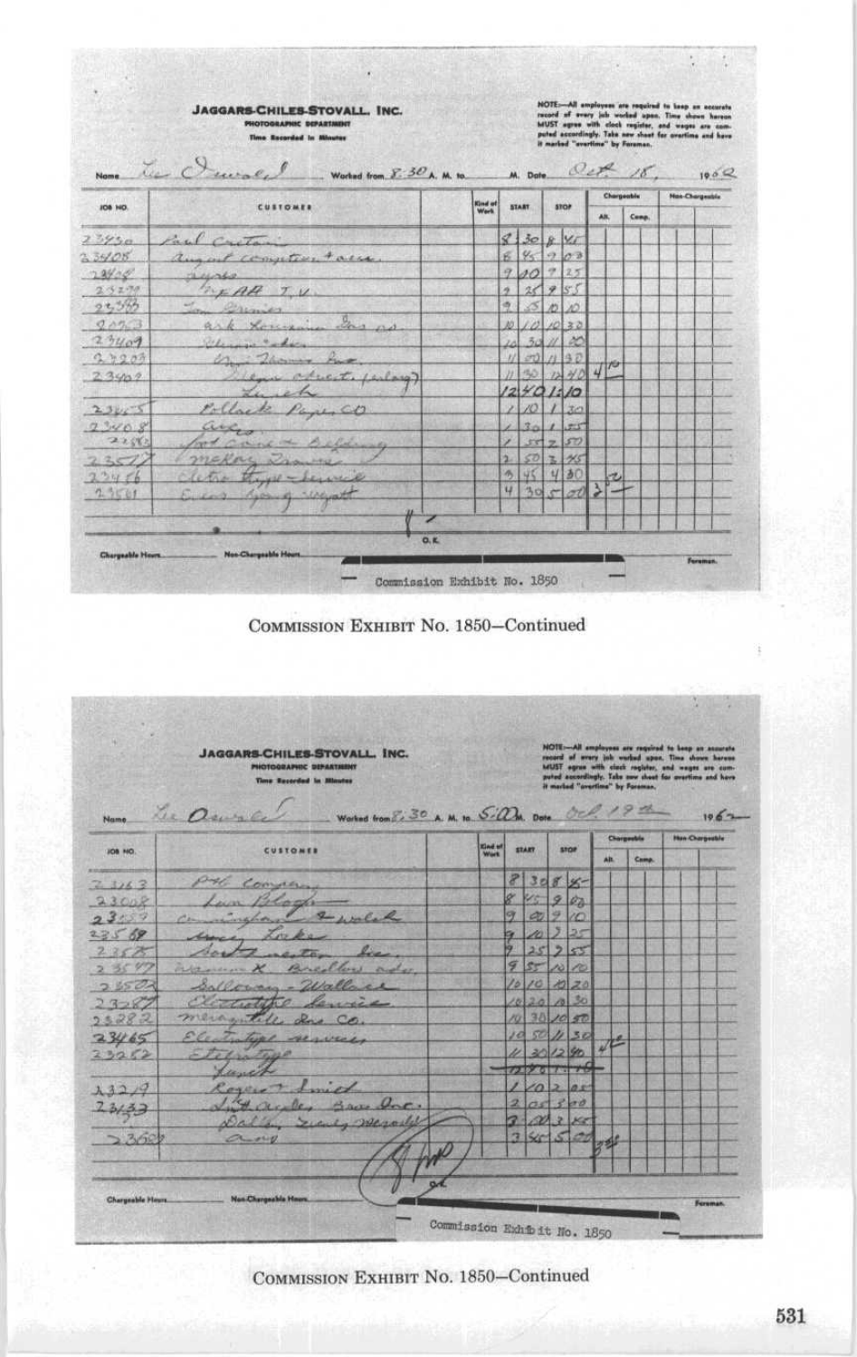**JAGGARS-CHILES-STOVALL, INC.**
PHOTOGRAPHIC DEPARTMENT
Time Recorded in Minutes

NOTE:—All employees are required to keep an accurate record of every job worked upon. Time shown hereon MUST agree with clock register, and wages are computed accordingly. Take new sheet for overtime and have it marked "overtime" by Foreman.

Name Lee Oswald Worked from 8:30 A. M. to ____ M. Date Oct. 18, 1962

| JOB NO. | CUSTOMER | Kind of Work | START | STOP | Chargeable Alt. | Chargeable Comp. | Non-Chargeable |
|---|---|---|---|---|---|---|---|
| 23430 | Paul Cretain | | 8 30 | 8 45 | | | |
| 23408 | August computer + assn. | | 8 45 | 9 00 | | | |
| 23408 | ayres | | 9 00 | 9 25 | | | |
| 23290 | NPAA T.V. | | 9 25 | 9 55 | | | |
| 23333 | Tom Grimes | | 9 55 | 10 10 | | | |
| 20253 | ark Louisiana Gas co. | | 10 10 | 10 30 | | | |
| 23409 | Schiever & aker | | 10 30 | 11 00 | | | |
| 23203 | Ani Thomas Inc. | | 11 00 | 11 30 | | | |
| 23409 | Sloan street (foley) | | 11 30 | 12 40 | 4 — | | |
| | Lunch | | 12 40 | 1 10 | | | |
| 23455 | Pollack Paper CO | | 1 10 | 1 30 | | | |
| 23408 | ayres | | 1 30 | 1 55 | | | |
| 22580 | fort worth building | | 1 55 | 2 50 | | | |
| 23517 | McKay Drane | | 2 50 | 3 45 | | | |
| 23456 | Electro type service | | 3 45 | 4 30 | 2 | | |
| 23581 | Evans young wyatt | | 4 30 | 5 00 | 3 — | | |

Chargeable Hours____ Non-Chargeable Hours____ O.K. ____ Foreman.

Commission Exhibit No. 1850

COMMISSION EXHIBIT No. 1850—Continued

**JAGGARS-CHILES-STOVALL, INC.**
PHOTOGRAPHIC DEPARTMENT
Time Recorded in Minutes

NOTE:—All employees are required to keep an accurate record of every job worked upon. Time shown hereon MUST agree with clock register, and wages are computed accordingly. Take new sheet for overtime and have it marked "overtime" by Foreman.

Name Lee Oswald Worked from 8:30 A. M. to 5:00 M. Date Oct 19th 1962

| JOB NO. | CUSTOMER | Kind of Work | START | STOP | Chargeable Alt. | Chargeable Comp. | Non-Chargeable |
|---|---|---|---|---|---|---|---|
| 23163 | P+G company | | 8 30 | 8 45 | | | |
| 23008 | Lam Bloch | | 8 45 | 9 00 | | | |
| 23557 | cunningham + walsh | | 9 00 | 9 10 | | | |
| 23569 | Mary Locke | | 9 10 | 9 25 | | | |
| 23575 | Southwestern Inc. | | 9 25 | 9 55 | | | |
| 23597 | Warner + Bracklow adv. | | 9 55 | 10 10 | | | |
| 23502 | Salloway - Wallace | | 10 10 | 10 20 | | | |
| 23087 | Electrotype Service | | 10 20 | 10 30 | | | |
| 23282 | Mercantile Ins CO. | | 10 30 | 10 50 | | | |
| 23465 | Electrotype services | | 10 50 | 11 30 | | | |
| 23282 | Electrotype | | 11 30 | 12 40 | 4 — | | |
| | Lunch | | 12 40 | 1 10 | | | |
| 23219 | Rogers + Smith | | 1 10 | 2 05 | | | |
| 23433 | Southwestern Bras Inc. | | 2 05 | 3 00 | | | |
| | Dallas Times Herald | | 3 00 | 3 45 | | | |
| 23602 | ayres | | 3 45 | 5 00 | 3 — | | |

Chargeable Hours____ Non-Chargeable Hours____ O.K. ____ Foreman.

Commission Exhibit No. 1850

COMMISSION EXHIBIT No. 1850—Continued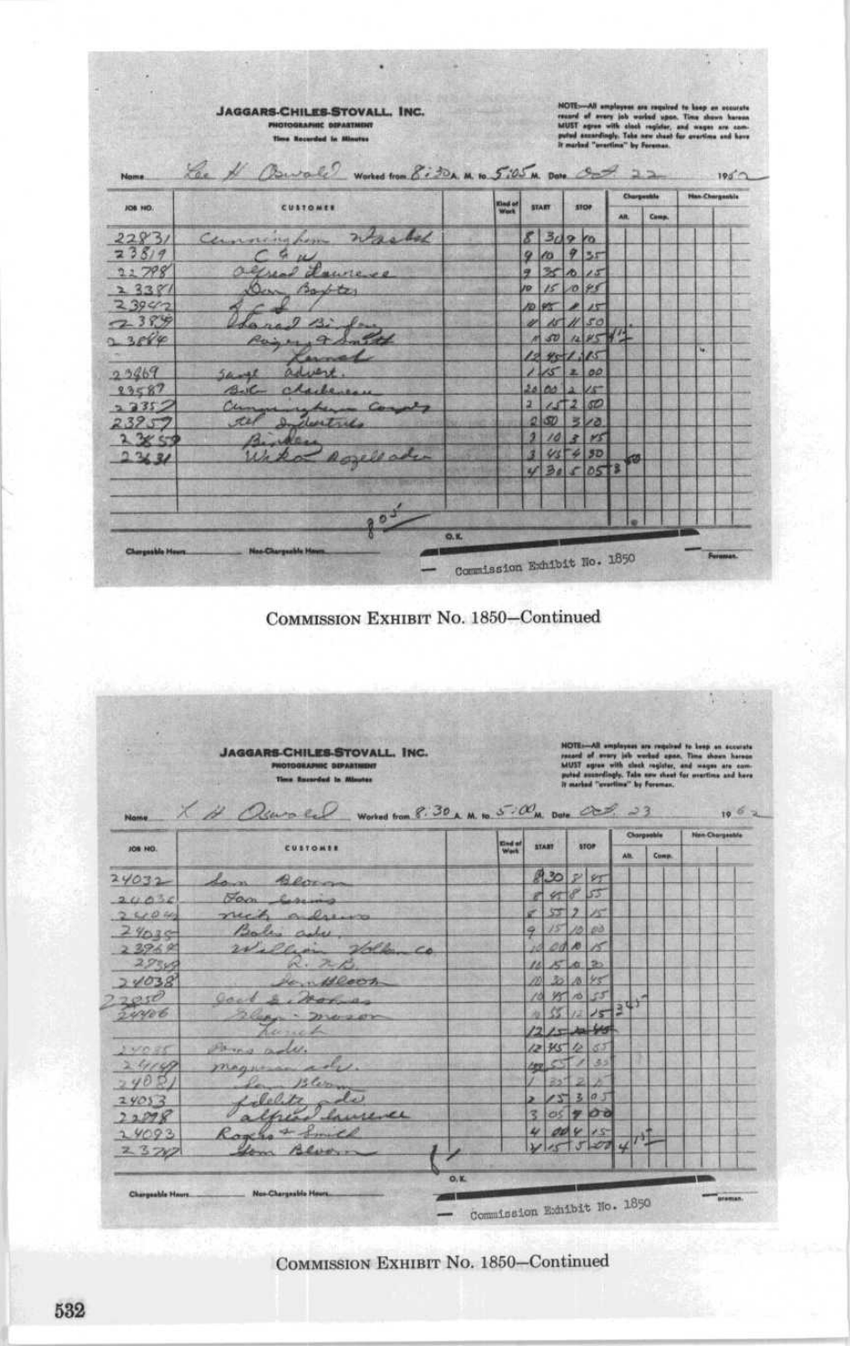**JAGGARS-CHILES-STOVALL, INC.**
PHOTOGRAPHIC DEPARTMENT
Time Recorded in Minutes

NOTE—All employees are required to keep an accurate record of every job worked upon. Time shown hereon MUST agree with clock register, and wages are computed accordingly. Take new sheet for overtime and have it marked "overtime" by Foreman.

Name Lee H Oswald Worked from 8:30 A. M. to 5:05 P. M. Date Oct 22 1962

| JOB NO. | CUSTOMER | Kind of Work | START | STOP | Chargeable Alt. | Chargeable Comp. | Non-Chargeable |
|---|---|---|---|---|---|---|---|
| 22831 | Cunningham Wabash | | 8 30 | 9 10 | | | |
| 23819 | C & W | | 9 10 | 9 35 | | | |
| 22798 | Alfred Lawrence | | 9 35 | 10 15 | | | |
| 23381 | Don Baptist | | 10 15 | 10 45 | | | |
| 23942 | JCS | | 10 45 | 11 15 | | | |
| 23839 | Harold Bigler | | 11 15 | 11 50 | | | |
| 23884 | Rogers & Smith | | 11 50 | 12 45 | 4½ | | |
| | Lunch | | 12 45 | 1 15 | | | |
| 23869 | Sage advert. | | 1 15 | 2 00 | | | |
| 23587 | Bob Chalkman | | 2 00 | 2 15 | | | |
| 23357 | Cunningham Company | | 2 15 | 2 50 | | | |
| 23957 | Al Industries | | 2 50 | 3 10 | | | |
| 23859 | Binkley | | 3 10 | 3 45 | | | |
| 23631 | Wika Rozelle ads | | 3 45 | 4 30 | | | |
| | | | 4 30 | 5 05 | 3 | | |

8 05

O.K.

Chargeable Hours ______ Non-Chargeable Hours ______ Foreman.

Commission Exhibit No. 1850

COMMISSION EXHIBIT No. 1850—Continued

**JAGGARS-CHILES-STOVALL, INC.**
PHOTOGRAPHIC DEPARTMENT
Time Recorded in Minutes

NOTE—All employees are required to keep an accurate record of every job worked upon. Time shown hereon MUST agree with clock register, and wages are computed accordingly. Take new sheet for overtime and have it marked "overtime" by Foreman.

Name L H Oswald Worked from 8:30 A. M. to 5:00 P. M. Date Oct 23 1962

| JOB NO. | CUSTOMER | Kind of Work | START | STOP | Chargeable Alt. | Chargeable Comp. | Non-Chargeable |
|---|---|---|---|---|---|---|---|
| 24032 | Sam Bloom | | 8 30 | 8 45 | | | |
| 24036 | Tom Ennis | | 8 45 | 8 55 | | | |
| 24044 | Nick Adams | | 8 55 | 9 15 | | | |
| 24035 | Bob's adv. | | 9 15 | 10 00 | | | |
| 23968 | William Volk Co | | 10 00 | 10 15 | | | |
| 27549 | R. T. B. | | 10 15 | 10 30 | | | |
| 24038 | Sam Bloom | | 10 30 | 10 45 | | | |
| 23050 | Good & Morris | | 10 45 | 10 55 | | | |
| 24406 | Sloan Mason | | 10 55 | 12 15 | 3½ | | |
| | Lunch | | 12 15 | 12 45 | | | |
| 24055 | Ferris adv. | | 12 45 | 12 55 | | | |
| 24169 | Magnum adv. | | 12 55 | 1 35 | | | |
| 24081 | Sam Bloom | | 1 35 | 2 15 | | | |
| 24053 | Fidelity ads | | 2 15 | 3 05 | | | |
| 22798 | Alfred Lawrence | | 3 05 | 4 00 | | | |
| 24093 | Rogers & Smith | | 4 00 | 4 15 | | | |
| 23717 | Sam Bloom | | 4 15 | 5 00 | 4½ | | |

O.K.

Chargeable Hours ______ Non-Chargeable Hours ______ Foreman.

Commission Exhibit No. 1850

COMMISSION EXHIBIT No. 1850—Continued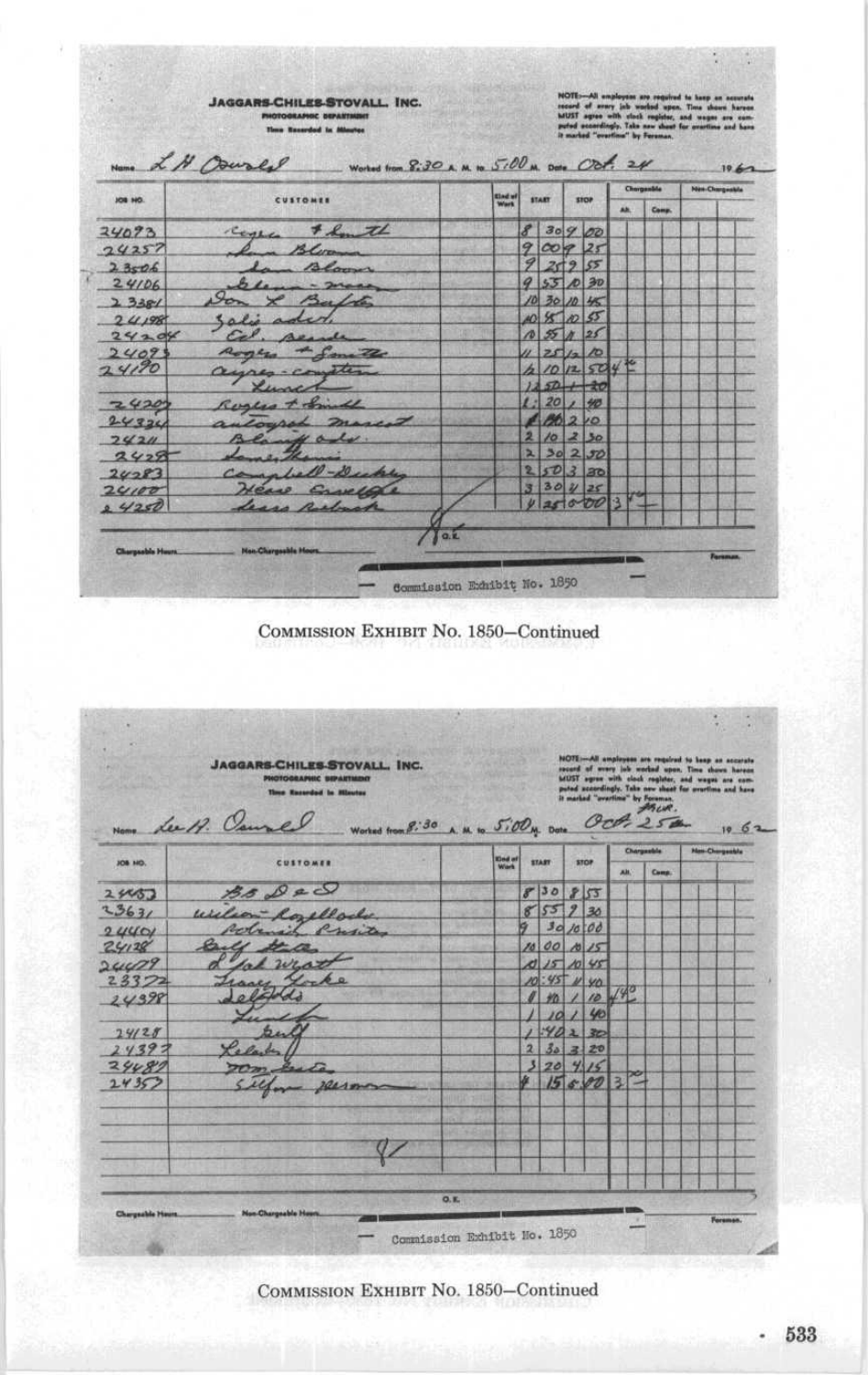**JAGGARS-CHILES-STOVALL, INC.**
PHOTOGRAPHIC DEPARTMENT
Time Recorded in Minutes

NOTE—All employees are required to keep an accurate record of every job worked upon. Time shown hereon MUST agree with clock register, and wages are computed accordingly. Take new sheet for overtime and have it marked "overtime" by Foreman.

Name L H Oswald Worked from 8:30 A. M. to 5:00 M. Date Oct. 24 1962

| JOB NO. | CUSTOMER | Kind of Work | START | STOP | Chargeable Alt. | Chargeable Comp. | Non-Chargeable |
|---|---|---|---|---|---|---|---|
| 24093 | Rogers & Smith | | 8 30 | 9 00 | | | |
| 24257 | Sam Bloom | | 9 00 | 9 25 | | | |
| 23506 | Sam Bloom | | 9 25 | 9 55 | | | |
| 24106 | Glenn - Moore | | 9 55 | 10 30 | | | |
| 23381 | Don L Baxter | | 10 30 | 10 45 | | | |
| 24198 | Sals adv. | | 10 45 | 10 55 | | | |
| 24204 | Col. Beard | | 10 55 | 11 25 | | | |
| 24093 | Rogers & Smith | | 11 25 | 12 10 | | | |
| 24190 | Ayres - Compton | | 12 10 | 12 50 | 4 ½ | | |
| | Lunch | | 12 50 | 1 20 | | | |
| 24207 | Rogers & Smith | | 1 20 | 1 40 | | | |
| 24324 | autograph market | | 1 40 | 2 10 | | | |
| 24211 | Bloom adv. | | 2 10 | 2 30 | | | |
| 24285 | Sanger Harris | | 2 30 | 2 50 | | | |
| 24283 | Campbell-Dubley | | 2 50 | 3 30 | | | |
| 24100 | Hess Crowder | | 3 30 | 4 25 | | | |
| 24250 | Sears Roebuck | | 4 25 | 5 00 | 3 ½ | | |

O.K.

Chargeable Hours ______ Non-Chargeable Hours ______ Foreman.

Commission Exhibit No. 1850

COMMISSION EXHIBIT No. 1850—Continued

**JAGGARS-CHILES-STOVALL, INC.**
PHOTOGRAPHIC DEPARTMENT
Time Recorded in Minutes

NOTE—All employees are required to keep an accurate record of every job worked upon. Time shown hereon MUST agree with clock register, and wages are computed accordingly. Take new sheet for overtime and have it marked "overtime" by Foreman.

Name Lee H. Oswald Worked from 8:30 A. M. to 5:00 M. Date Oct. 25th 1962

| JOB NO. | CUSTOMER | Kind of Work | START | STOP | Chargeable Alt. | Chargeable Comp. | Non-Chargeable |
|---|---|---|---|---|---|---|---|
| 24453 | B B D & O | | 8 30 | 8 55 | | | |
| 23631 | Wilson-Rozelle | | 8 55 | 9 30 | | | |
| 24401 | Botanic Cruise | | 9 30 | 10 00 | | | |
| 24128 | Gulf States | | 10 00 | 10 15 | | | |
| 24479 | L Jack Wyatt | | 10 15 | 10 45 | | | |
| 23372 | Tracy Locke | | 10 45 | 11 40 | | | |
| 24398 | Delfords | | 11 40 | 1 10 | 4 ⁴⁰ | | |
| | Lunch | | 1 10 | 1 40 | | | |
| 24128 | Gulf | | 1 40 | 2 30 | | | |
| 24397 | Reliable | | 2 30 | 3 20 | | | |
| 24487 | Tom Tate | | 3 20 | 4 15 | | | |
| 24357 | Stiffon Person | | 4 15 | 5 00 | 3 ²⁰ | | |

O.K.

Chargeable Hours ______ Non-Chargeable Hours ______ Foreman.

Commission Exhibit No. 1850

COMMISSION EXHIBIT No. 1850—Continued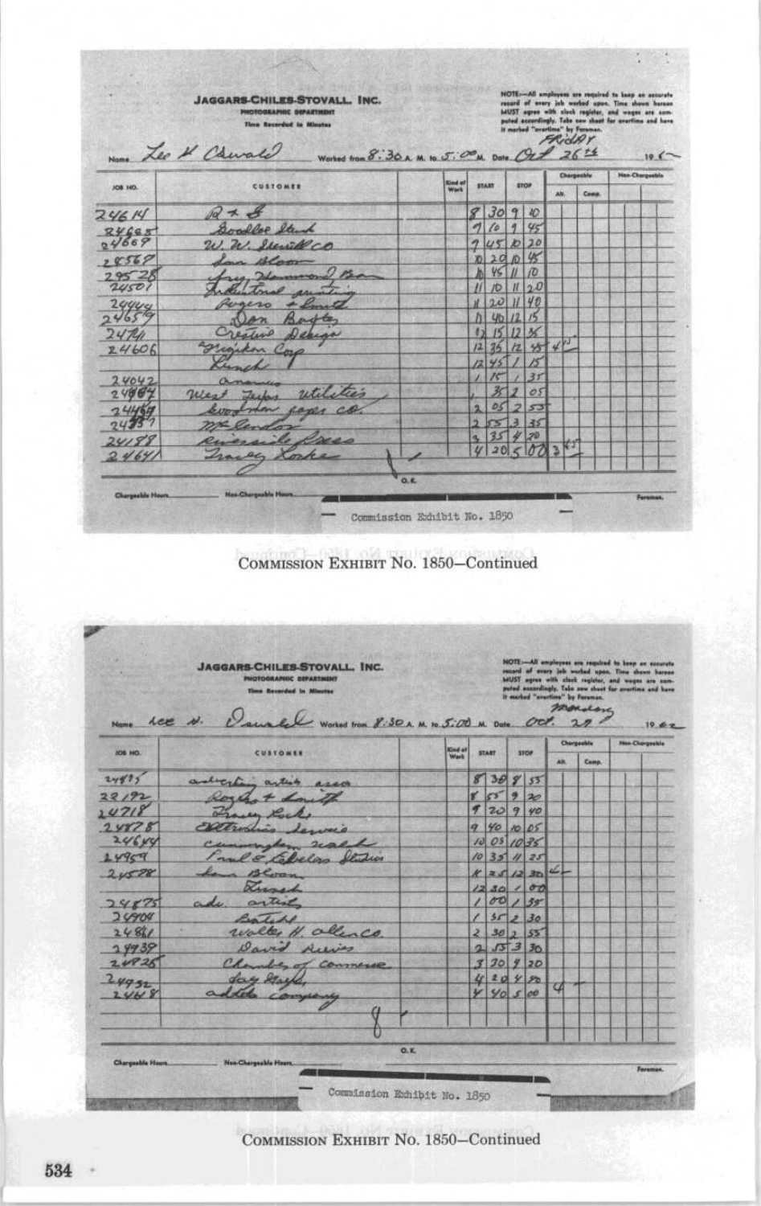**JAGGARS-CHILES-STOVALL, INC.**
PHOTOGRAPHIC DEPARTMENT
Time Recorded in Minutes

NOTE—All employees are required to keep an accurate record of every job worked upon. Time shown hereon MUST agree with clock register, and wages are computed accordingly. Take new sheet for overtime and have it marked "overtime" by Foreman.

Name Lee H Oswald Worked from 8:30 A. M. to 5:00 P.M. Date Friday Oct 26th 1962

| JOB NO. | CUSTOMER | Kind of Work | START | | STOP | | Chargeable Alt. | Chargeable Comp. | Non-Chargeable |
|---|---|---|---|---|---|---|---|---|---|
| 24614 | R & S | | 8 | 30 | 9 | 10 | | | |
| 24665 | Goodloe Stuck | | 9 | 10 | 9 | 45 | | | |
| 24669 | W. W. Merrill Co | | 9 | 45 | 10 | 20 | | | |
| 24567 | Sam Bloom | | 10 | 20 | 10 | 45 | | | |
| 29528 | Fry Hammond Bar | | 10 | 45 | 11 | 10 | | | |
| 24501 | Industrial printing | | 11 | 10 | 11 | 20 | | | |
| 24444 | Rogers & Smith | | 11 | 20 | 11 | 40 | | | |
| 24659 | Don Bayles | | 11 | 40 | 12 | 15 | | | |
| 2474 | Creative Design | | 12 | 15 | 12 | 35 | | | |
| 24606 | Frigiken Corp | | 12 | 35 | 12 | 45 | 4½ | | |
| | Lunch | | 12 | 45 | 1 | 15 | | | |
| 24042 | Anomas | | 1 | 15 | 1 | 35 | | | |
| 24987 | West Texas utilities | | 1 | 35 | 2 | 05 | | | |
| 24469 | Goodman paper co | | 2 | 05 | 2 | 55 | | | |
| 24537 | McLendon | | 2 | 55 | 3 | 35 | | | |
| 24198 | Riverside Press | | 3 | 35 | 4 | 20 | | | |
| 24641 | Tracey Locke | | 4 | 20 | 5 | 00 | 3½ | | |

O.K.

Chargeable Hours______ Non-Chargeable Hours______ Foreman.

Commission Exhibit No. 1850

COMMISSION EXHIBIT No. 1850—Continued

**JAGGARS-CHILES-STOVALL, INC.**
PHOTOGRAPHIC DEPARTMENT
Time Recorded in Minutes

NOTE—All employees are required to keep an accurate record of every job worked upon. Time shown hereon MUST agree with clock register, and wages are computed accordingly. Take new sheet for overtime and have it marked "overtime" by Foreman.

Name Lee H. Oswald Worked from 8:30 A. M. to 5:00 P.M. Date Monday Oct. 29 1962

| JOB NO. | CUSTOMER | Kind of Work | START | | STOP | | Chargeable Alt. | Chargeable Comp. | Non-Chargeable |
|---|---|---|---|---|---|---|---|---|---|
| 24875 | advertising artists asso | | 8 | 30 | 8 | 55 | | | |
| 22192 | Rogers & Smith | | 8 | 55 | 9 | 20 | | | |
| 24718 | Tracey Locke | | 9 | 20 | 9 | 40 | | | |
| 24878 | Electronic Service | | 9 | 40 | 10 | 05 | | | |
| 24644 | Cunningham Nalsh | | 10 | 05 | 10 | 35 | | | |
| 24959 | Paul E. Robeloo Studios | | 10 | 35 | 11 | 25 | | | |
| 24528 | Sam Bloom | | 11 | 25 | 12 | 30 | 4 | | |
| | Lunch | | 12 | 30 | 1 | 00 | | | |
| 24875 | adv. artists | | 1 | 00 | 1 | 35 | | | |
| 24904 | Batets | | 1 | 35 | 2 | 30 | | | |
| 24821 | Walter H. Allen Co. | | 2 | 30 | 2 | 55 | | | |
| 24939 | David Rivers | | 2 | 55 | 3 | 30 | | | |
| 24925 | Chamber of Commerce | | 3 | 30 | 4 | 20 | | | |
| 24932 | Jay Hayes | | 4 | 20 | 4 | 40 | | | |
| 24448 | Addoe Company | | 4 | 40 | 5 | 00 | 4 | | |

O.K.

Chargeable Hours______ Non-Chargeable Hours______ Foreman.

Commission Exhibit No. 1850

COMMISSION EXHIBIT No. 1850—Continued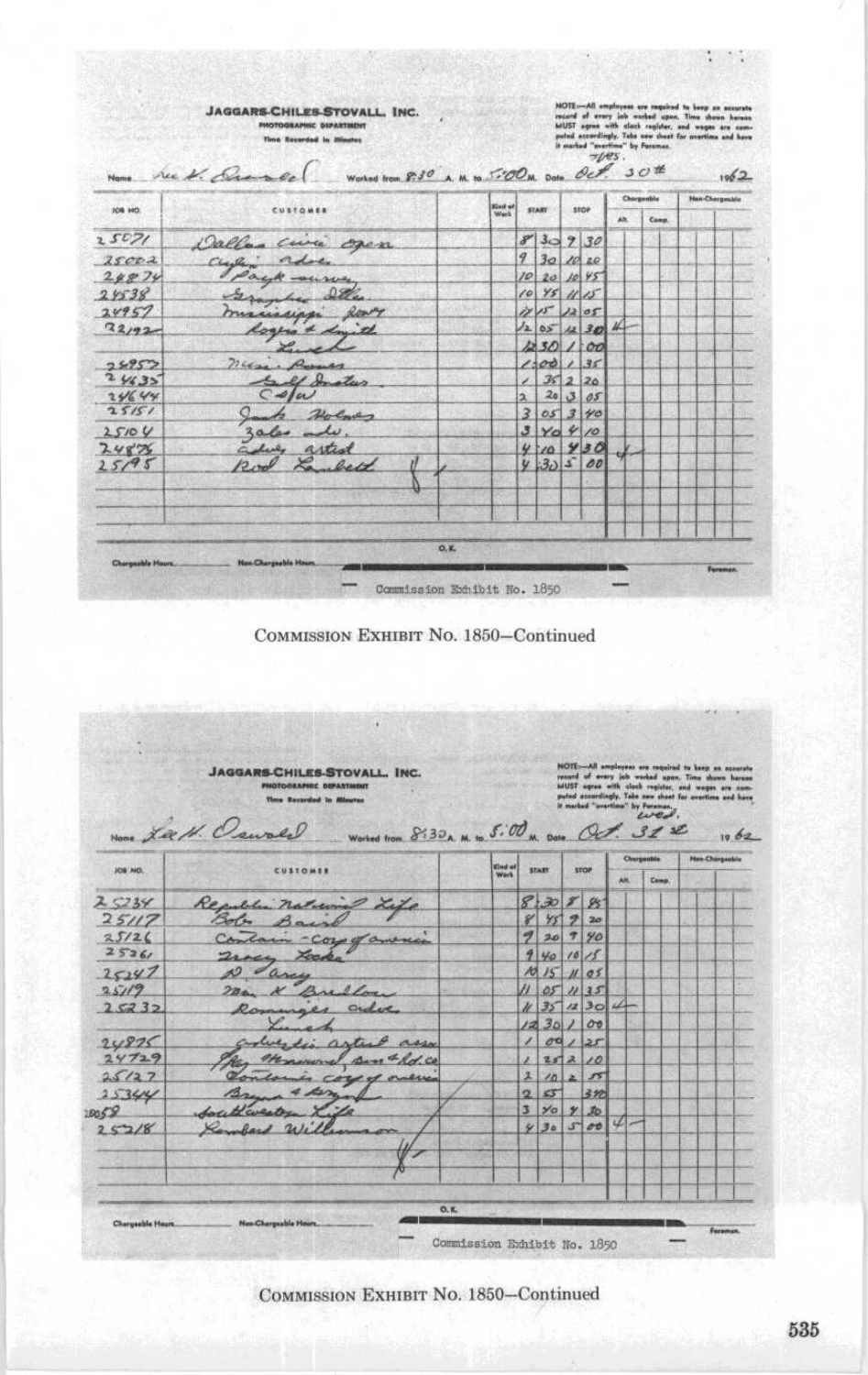**JAGGARS-CHILES-STOVALL, INC.**
PHOTOGRAPHIC DEPARTMENT
Time Recorded in Minutes

NOTE—All employees are required to keep an accurate record of every job worked upon. Time shown hereon MUST agree with clock register, and wages are computed accordingly. Take new sheet for overtime and have it marked "overtime" by Foreman.

Tues.

Name Lee H. Oswald Worked from 8:30 A. M. to 5:00 P.M. Date Oct. 30th 1962

| JOB NO. | CUSTOMER | | Kind of Work | START | | STOP | | Chargeable | | Non-Chargeable |
|---|---|---|---|---|---|---|---|---|---|---|
| | | | | | | | | Alt. | Comp. | |
| 25071 | Dallas civic opera | | | 8 | 30 | 9 | 30 | | | |
| 25002 | Cuplin adv. | | | 9 | 30 | 10 | 20 | | | |
| 24874 | Pack survey | | | 10 | 20 | 10 | 45 | | | |
| 24538 | Graphic Arts | | | 10 | 45 | 11 | 15 | | | |
| 24957 | Mississippi River | | | 11 | 15 | 12 | 05 | | | |
| 22192 | Rogers & Smith | | | 12 | 05 | 12 | 30 | 4 | | |
| | Lunch | | | 12 | 30 | 1 | 00 | | | |
| 24957 | Miss. River | | | 1 | 00 | 1 | 35 | | | |
| 24635 | Gulf Instr. | | | 1 | 35 | 2 | 20 | | | |
| 24644 | C/a | | | 2 | 20 | 3 | 05 | | | |
| 25151 | Jack Holmes | | | 3 | 05 | 3 | 40 | | | |
| 25104 | Zale adv. | | | 3 | 40 | 4 | 10 | | | |
| 24875 | adv. artist | | | 4 | 10 | 4 | 30 | 4 | | |
| 25195 | Rod Lambert | | | 4 | 30 | 5 | 00 | | | |

O.K.

Chargeable Hours........ Non-Chargeable Hours........ Foreman.

Commission Exhibit No. 1850

COMMISSION EXHIBIT NO. 1850—Continued

**JAGGARS-CHILES-STOVALL, INC.**
PHOTOGRAPHIC DEPARTMENT
Time Recorded in Minutes

NOTE—All employees are required to keep an accurate record of every job worked upon. Time shown hereon MUST agree with clock register, and wages are computed accordingly. Take new sheet for overtime and have it marked "overtime" by Foreman.

Wed.

Name Lee H. Oswald Worked from 8:30 A. M. to 5:00 P.M. Date Oct. 31st 1962

| JOB NO. | CUSTOMER | | Kind of Work | START | | STOP | | Chargeable | | Non-Chargeable |
|---|---|---|---|---|---|---|---|---|---|---|
| | | | | | | | | Alt. | Comp. | |
| 25234 | Republic National Life | | | 8 | 30 | 8 | 45 | | | |
| 25117 | Bob Baird | | | 8 | 45 | 9 | 20 | | | |
| 25126 | Container Corp of America | | | 9 | 20 | 9 | 40 | | | |
| 25261 | Tracy Locke | | | 9 | 40 | 10 | 15 | | | |
| 25247 | D. Arey | | | 10 | 15 | 11 | 05 | | | |
| 25119 | Mr. K Breedlove | | | 11 | 05 | 11 | 35 | | | |
| 25232 | Romeyer adv. | | | 11 | 35 | 12 | 30 | 4 | | |
| | Lunch | | | 12 | 30 | 1 | 00 | | | |
| 24875 | adv. artist assn | | | 1 | 00 | 1 | 25 | | | |
| 24729 | Pfg. Marinoni, Sun & Ad. Co | | | 1 | 25 | 2 | 10 | | | |
| 25127 | Container corp of america | | | 2 | 10 | 2 | 55 | | | |
| 25344 | Bryan & Bryan | | | 2 | 55 | 3 | 40 | | | |
| 18058 | Southwestern Life | | | 3 | 40 | 4 | 30 | | | |
| 25218 | Lambert Williamson | | | 4 | 30 | 5 | 00 | 4 | | |

O.K.

Chargeable Hours........ Non-Chargeable Hours........ Foreman.

Commission Exhibit No. 1850

COMMISSION EXHIBIT NO. 1850—Continued